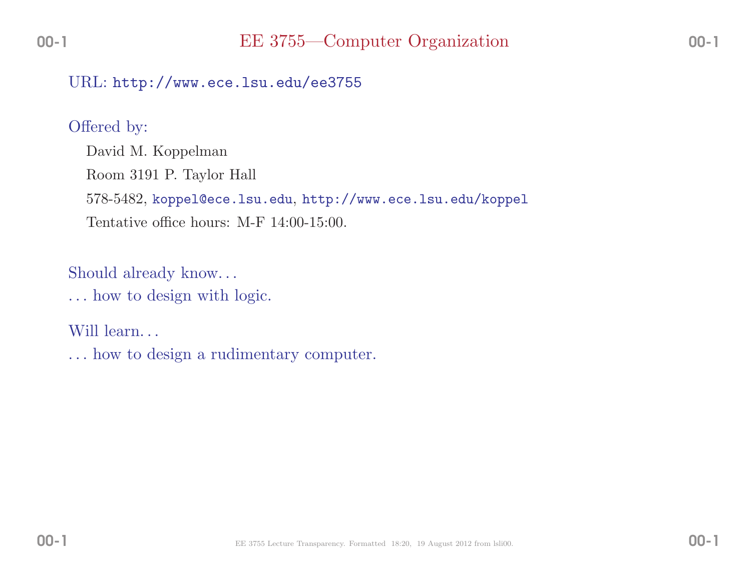# EE 3755—Computer Organization

URL: http://www.ece.lsu.edu/ee3755

Offered by:

David M. Koppelman

Room 3191 P. Taylor Hall

578-5482, koppel@ece.lsu.edu, http://www.ece.lsu.edu/koppel

Tentative office hours: M-F 14:00-15:00.

Should already know...

... how to design with logic.

Will learn...

... how to design a rudimentary computer.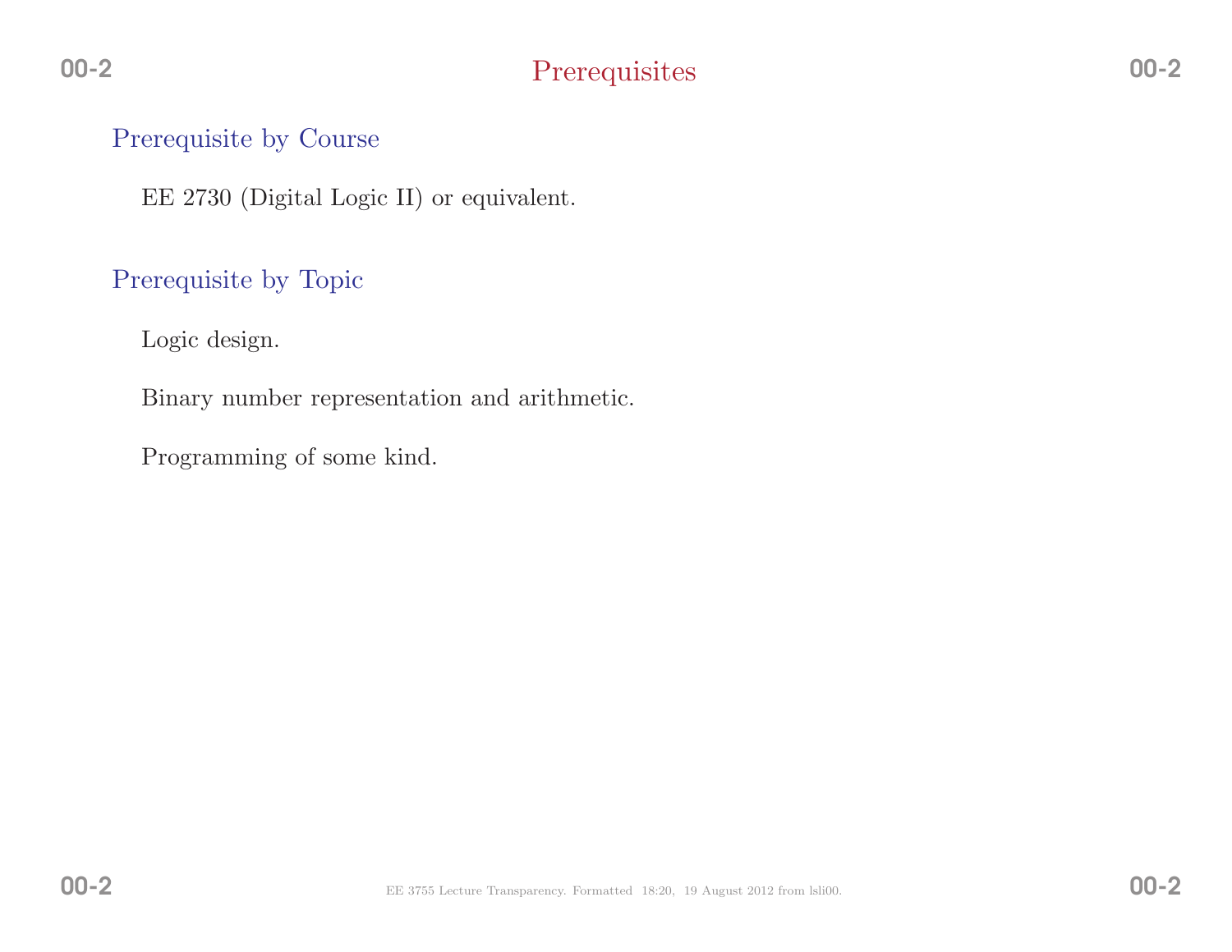# Prerequisites

## Prerequisite by Course

EE 2730 (Digital Logic II) or equivalent.

## Prerequisite by Topic

Logic design.

Binary number representation and arithmetic.

Programming of some kind.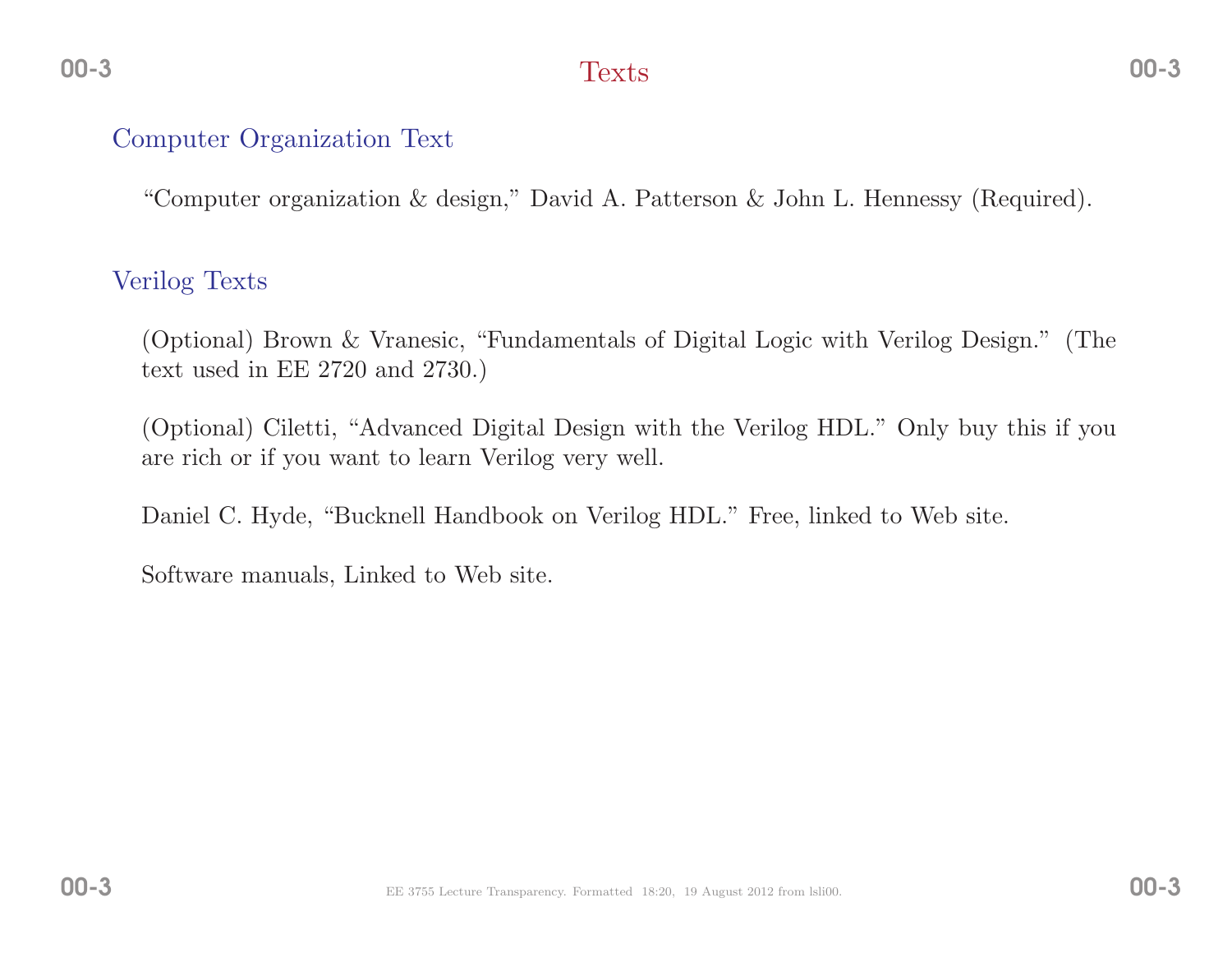# Texts

## Computer Organization Text

"Computer organization & design," David A. Patterson & John L. Hennessy (Required).

## Verilog Texts

(Optional) Brown & Vranesic, "Fundamentals of Digital Logic with Verilog Design." (The text used in EE 2720 and 2730.)

(Optional) Ciletti, "Advanced Digital Design with the Verilog HDL." Only buy this if you are rich or if you want to learn Verilog very well.

Daniel C. Hyde, "Bucknell Handbook on Verilog HDL." Free, linked to Web site.

Software manuals, Linked to Web site.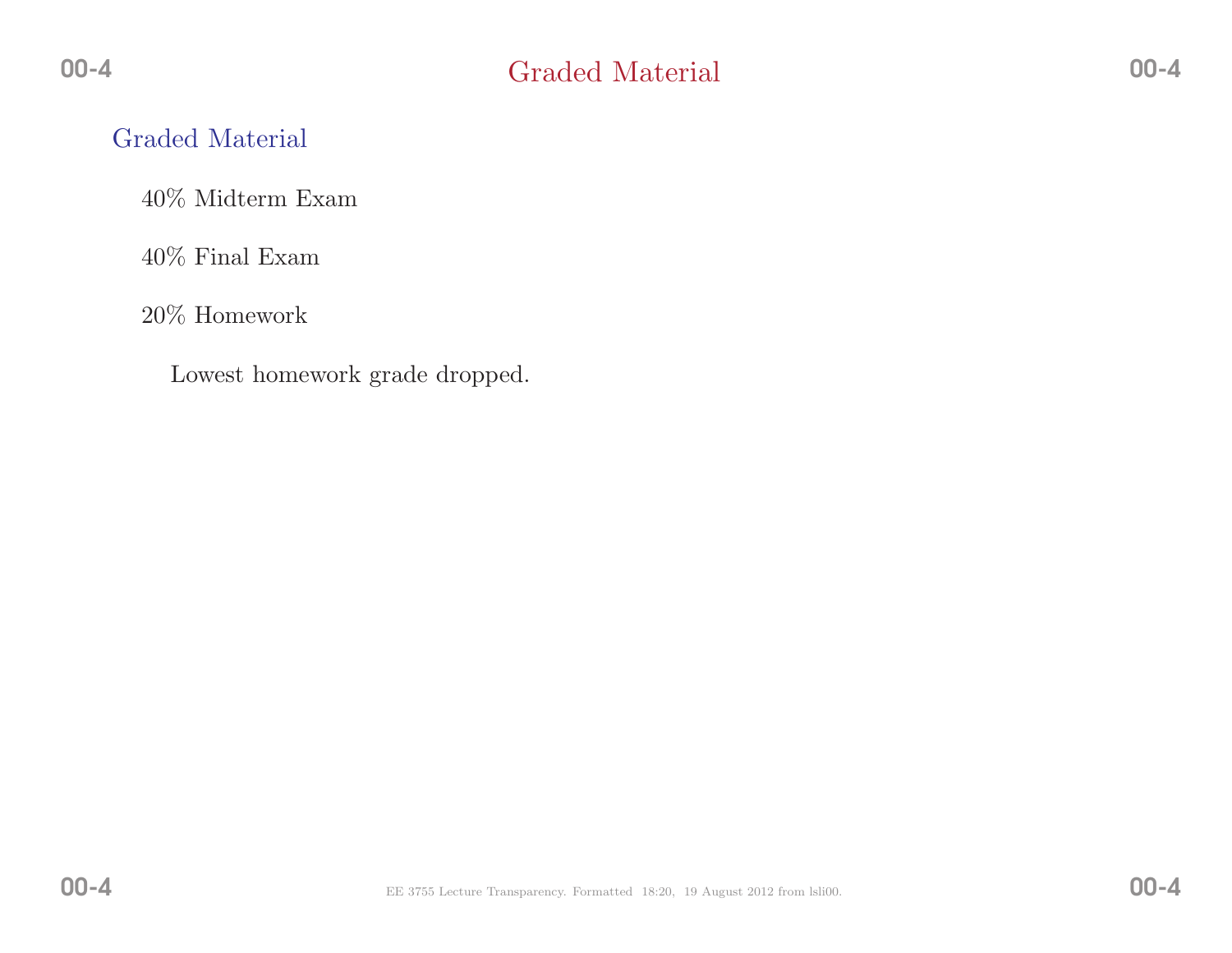# Graded Material

## Graded Material

40% Midterm Exam

40% Final Exam

20% Homework

Lowest homework grade dropped.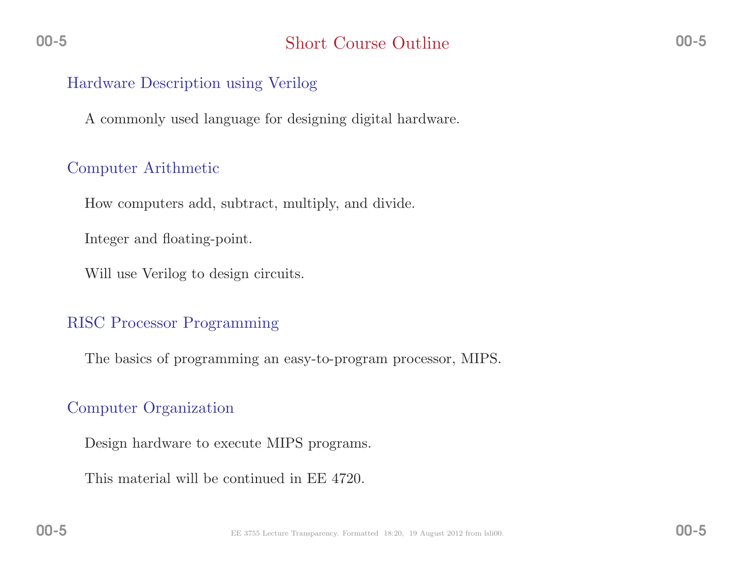# Short Course Outline

## Hardware Description using Verilog

A commonly used language for designing digital hardware.

## Computer Arithmetic

How computers add, subtract, multiply, and divide.

Integer and floating-point.

Will use Verilog to design circuits.

## RISC Processor Programming

The basics of programming an easy-to-program processor, MIPS.

## Computer Organization

Design hardware to execute MIPS programs.

This material will be continued in EE 4720.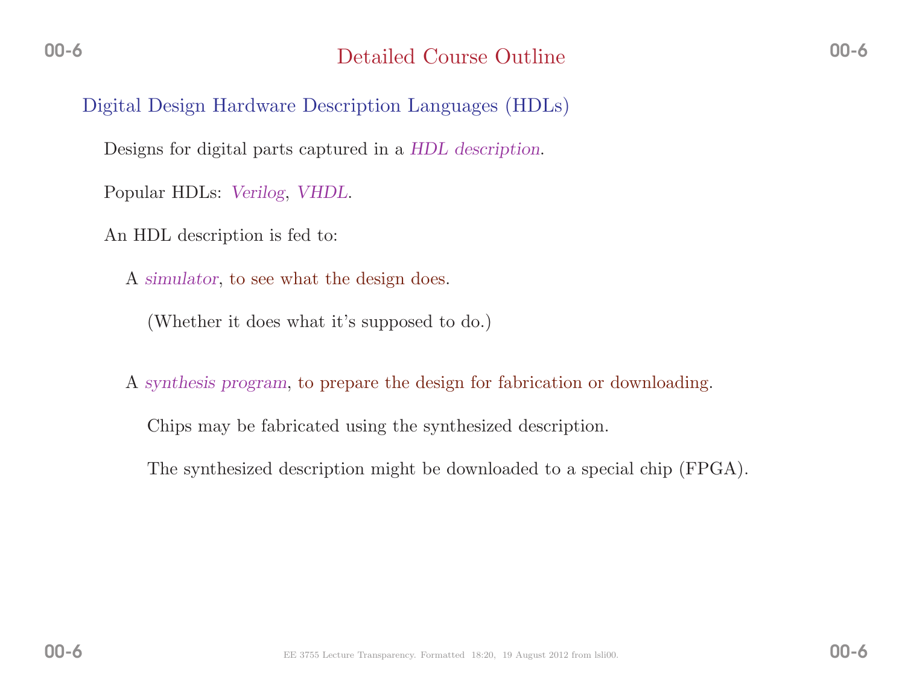# Detailed Course Outline

## Digital Design Hardware Description Languages (HDLs)

Designs for digital parts captured in a *HDL description*.

Popular HDLs: *Verilog*, *VHDL*.

An HDL description is fed to:

- A *simulator*, to see what the design does.

  (Whether it does what it's supposed to do.)

- A *synthesis program*, to prepare the design for fabrication or downloading.

  Chips may be fabricated using the synthesized description.

  The synthesized description might be downloaded to a special chip (FPGA).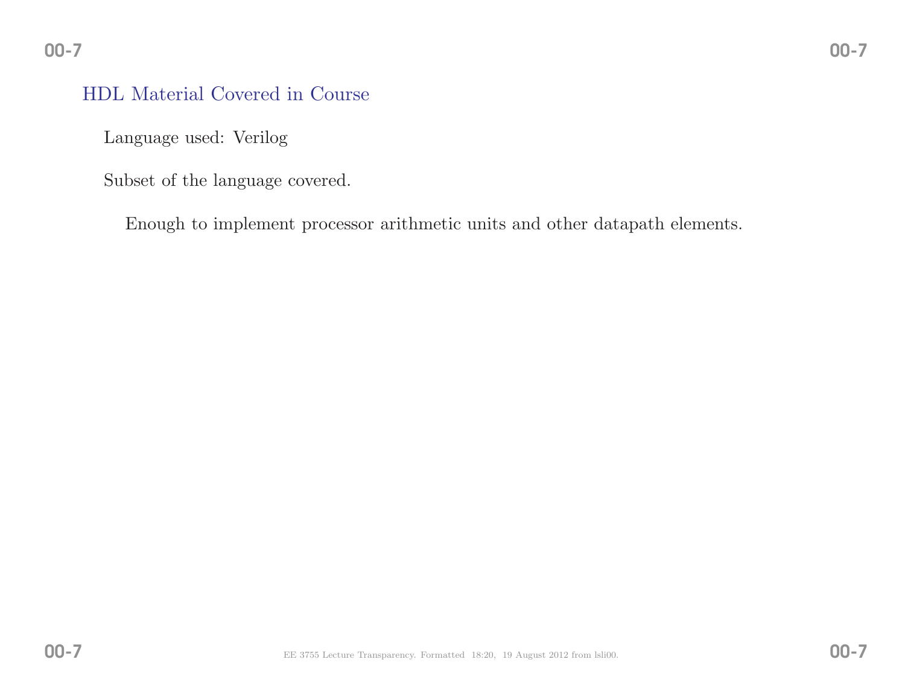## HDL Material Covered in Course

Language used: Verilog

Subset of the language covered.

Enough to implement processor arithmetic units and other datapath elements.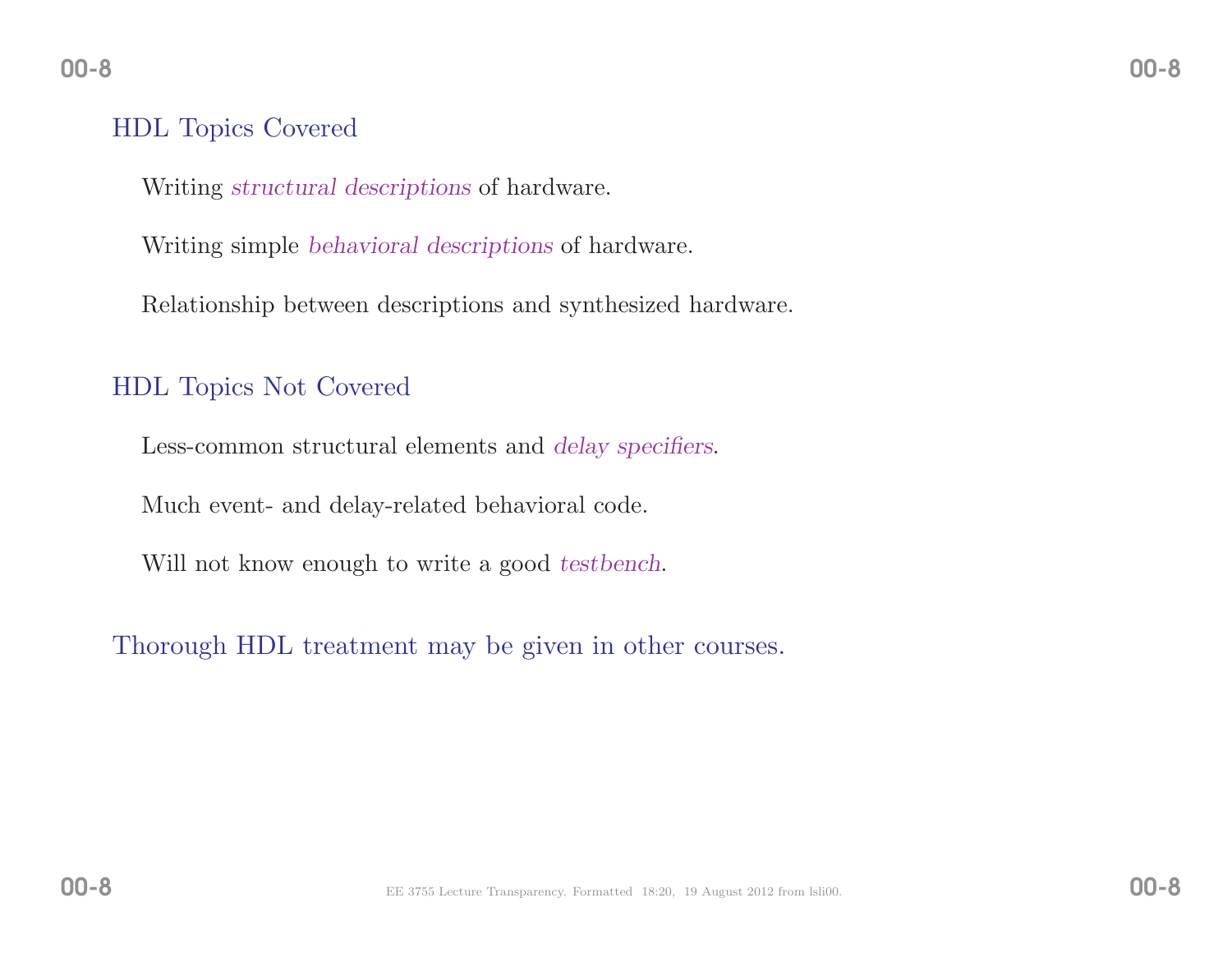## HDL Topics Covered

Writing *structural descriptions* of hardware.

Writing simple *behavioral descriptions* of hardware.

Relationship between descriptions and synthesized hardware.

## HDL Topics Not Covered

Less-common structural elements and *delay specifiers*.

Much event- and delay-related behavioral code.

Will not know enough to write a good *testbench*.

## Thorough HDL treatment may be given in other courses.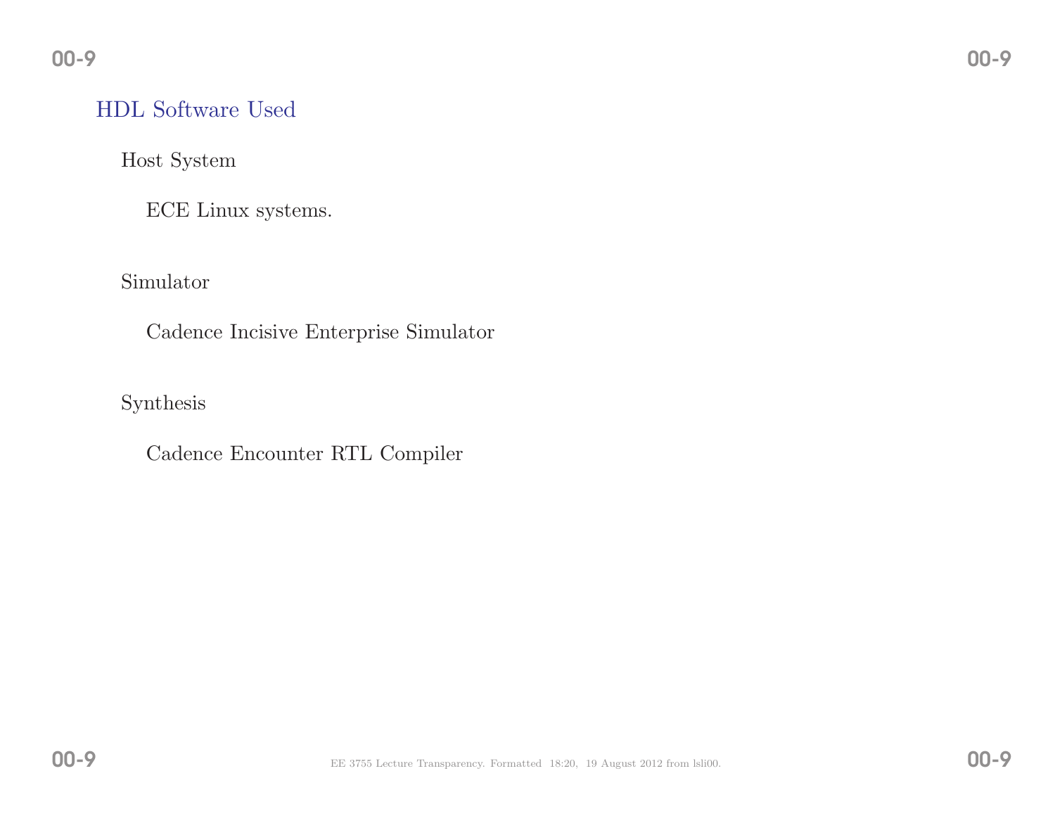## HDL Software Used

### Host System

ECE Linux systems.

### Simulator

Cadence Incisive Enterprise Simulator

### Synthesis

Cadence Encounter RTL Compiler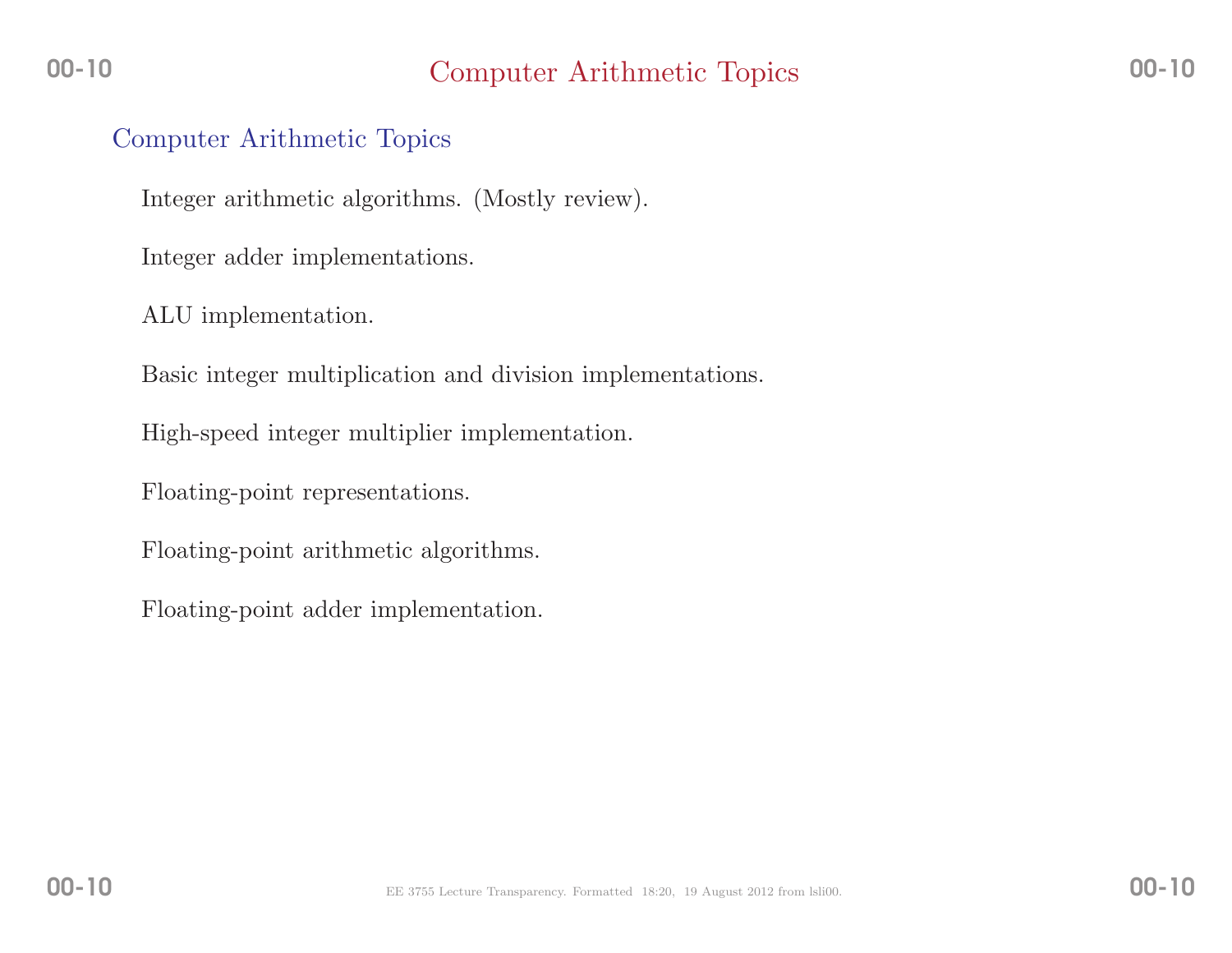# Computer Arithmetic Topics

## Computer Arithmetic Topics

Integer arithmetic algorithms. (Mostly review).

Integer adder implementations.

ALU implementation.

Basic integer multiplication and division implementations.

High-speed integer multiplier implementation.

Floating-point representations.

Floating-point arithmetic algorithms.

Floating-point adder implementation.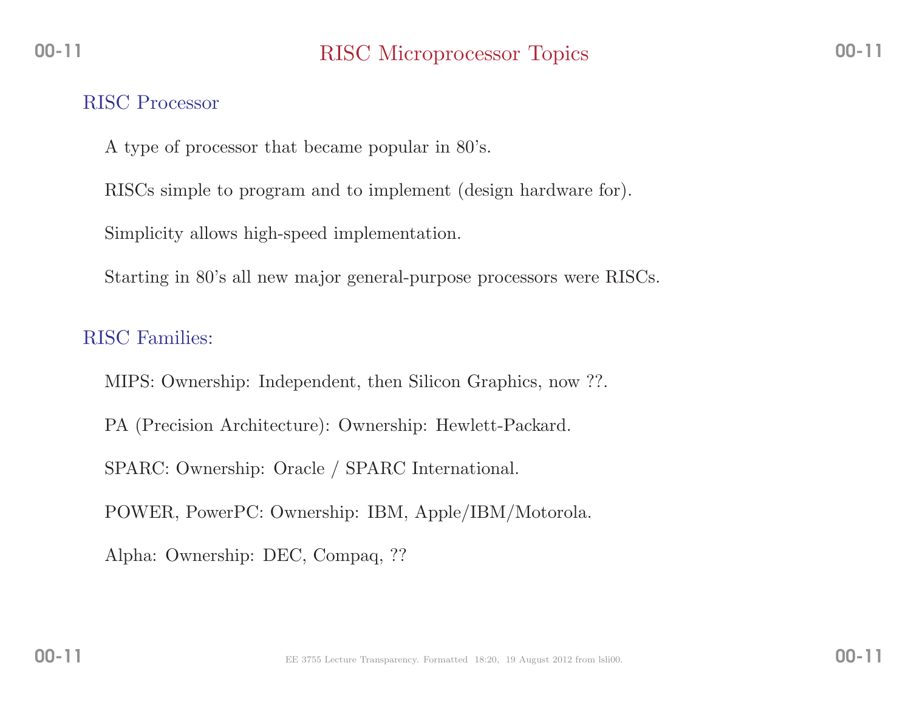# RISC Microprocessor Topics

## RISC Processor

A type of processor that became popular in 80's.

RISCs simple to program and to implement (design hardware for).

Simplicity allows high-speed implementation.

Starting in 80's all new major general-purpose processors were RISCs.

## RISC Families:

MIPS: Ownership: Independent, then Silicon Graphics, now ??.

PA (Precision Architecture): Ownership: Hewlett-Packard.

SPARC: Ownership: Oracle / SPARC International.

POWER, PowerPC: Ownership: IBM, Apple/IBM/Motorola.

Alpha: Ownership: DEC, Compaq, ??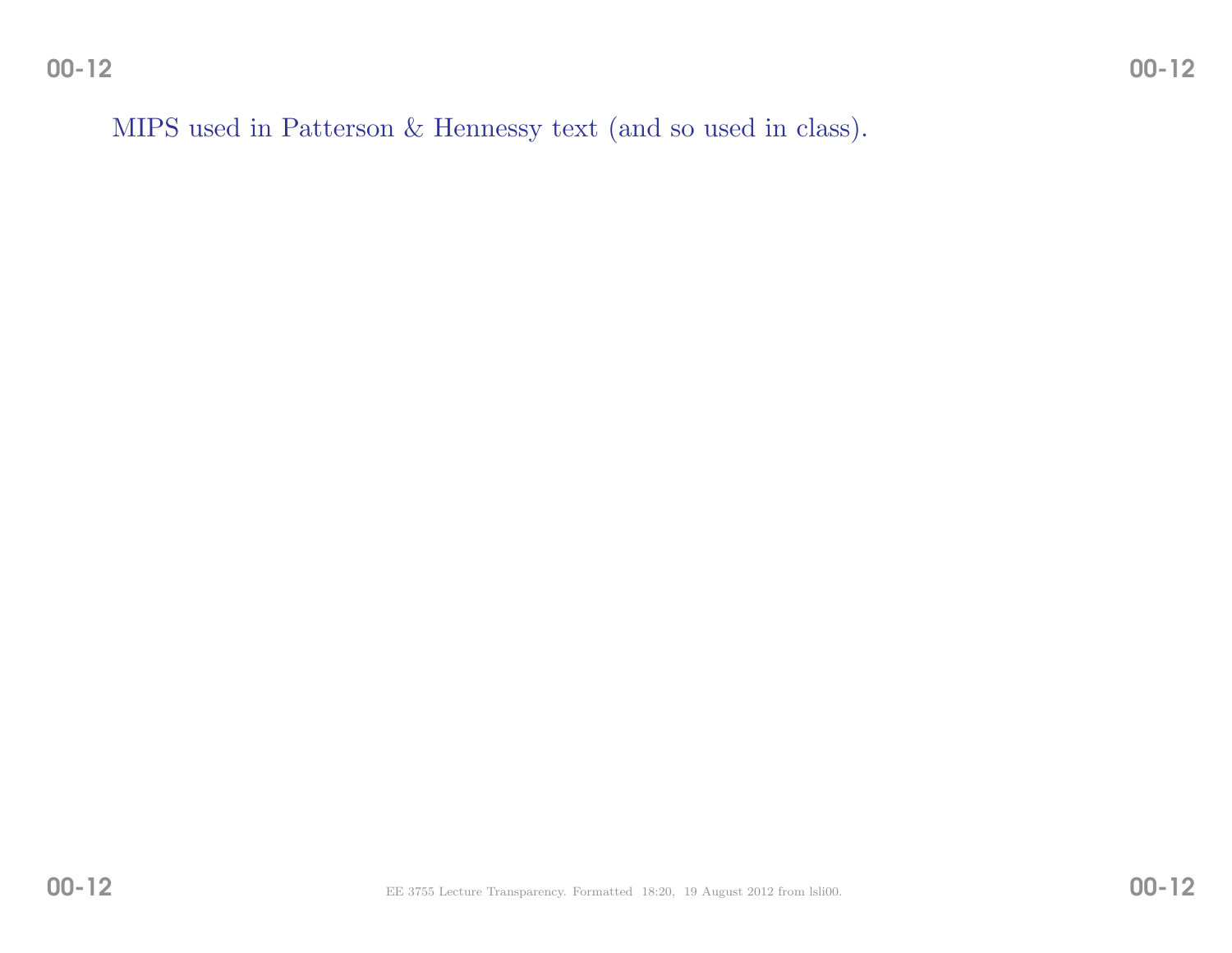MIPS used in Patterson & Hennessy text (and so used in class).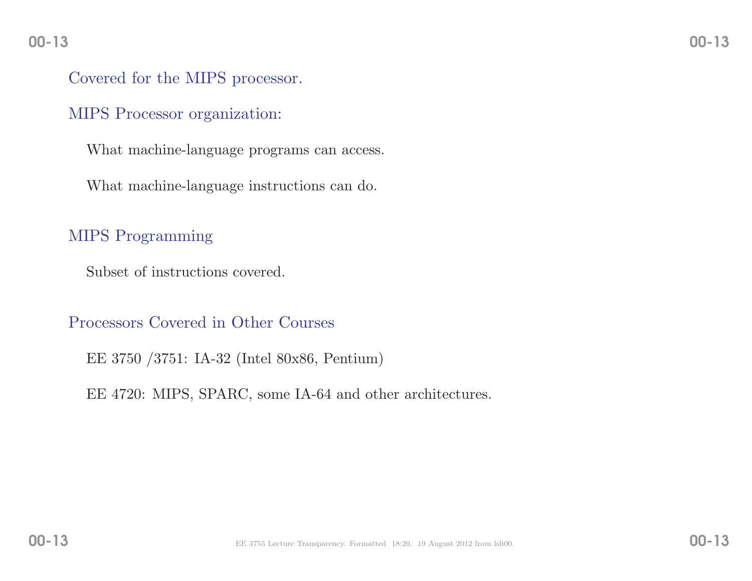## Covered for the MIPS processor.

## MIPS Processor organization:

What machine-language programs can access.

What machine-language instructions can do.

## MIPS Programming

Subset of instructions covered.

## Processors Covered in Other Courses

EE 3750 /3751: IA-32 (Intel 80x86, Pentium)

EE 4720: MIPS, SPARC, some IA-64 and other architectures.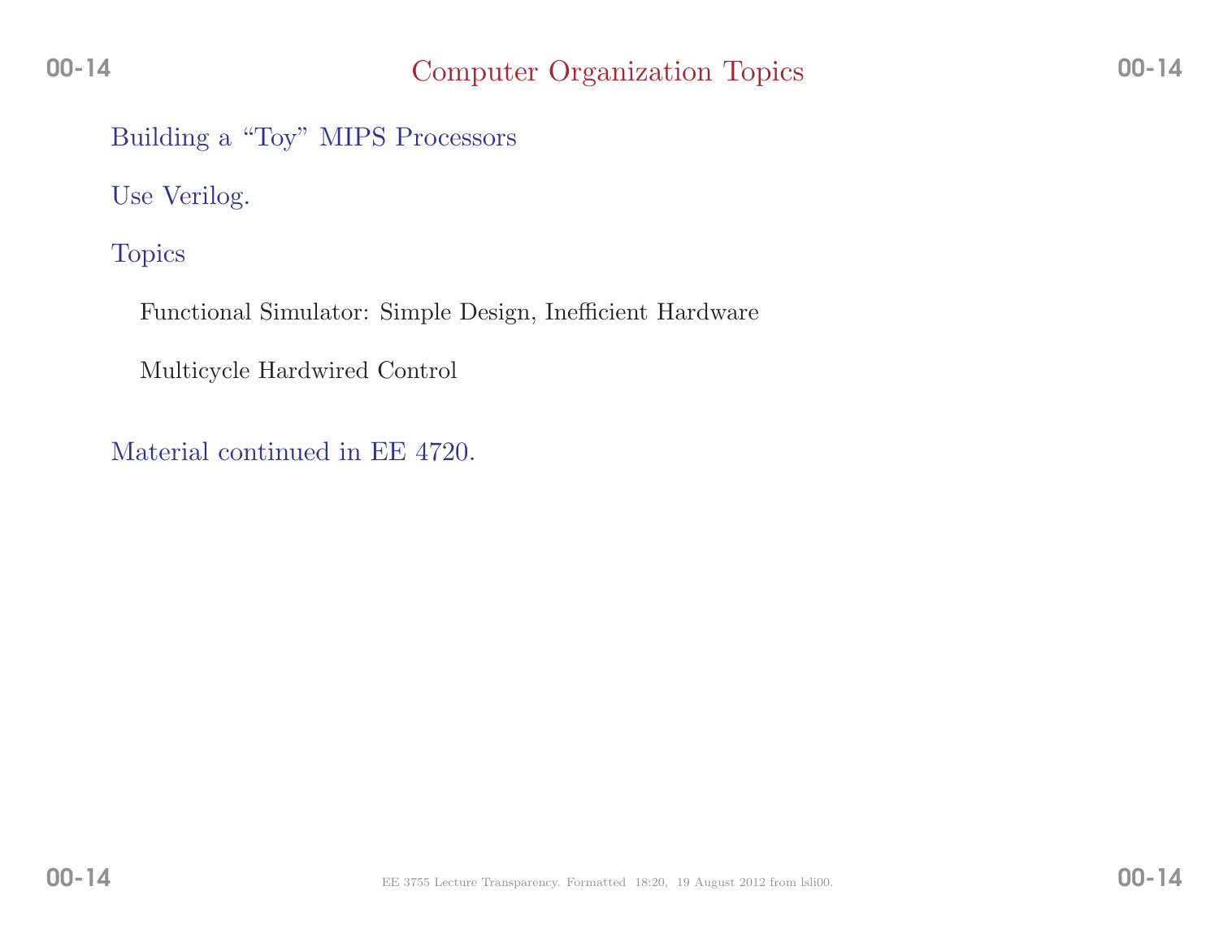# Computer Organization Topics

Building a "Toy" MIPS Processors

Use Verilog.

Topics

- Functional Simulator: Simple Design, Inefficient Hardware
- Multicycle Hardwired Control

Material continued in EE 4720.